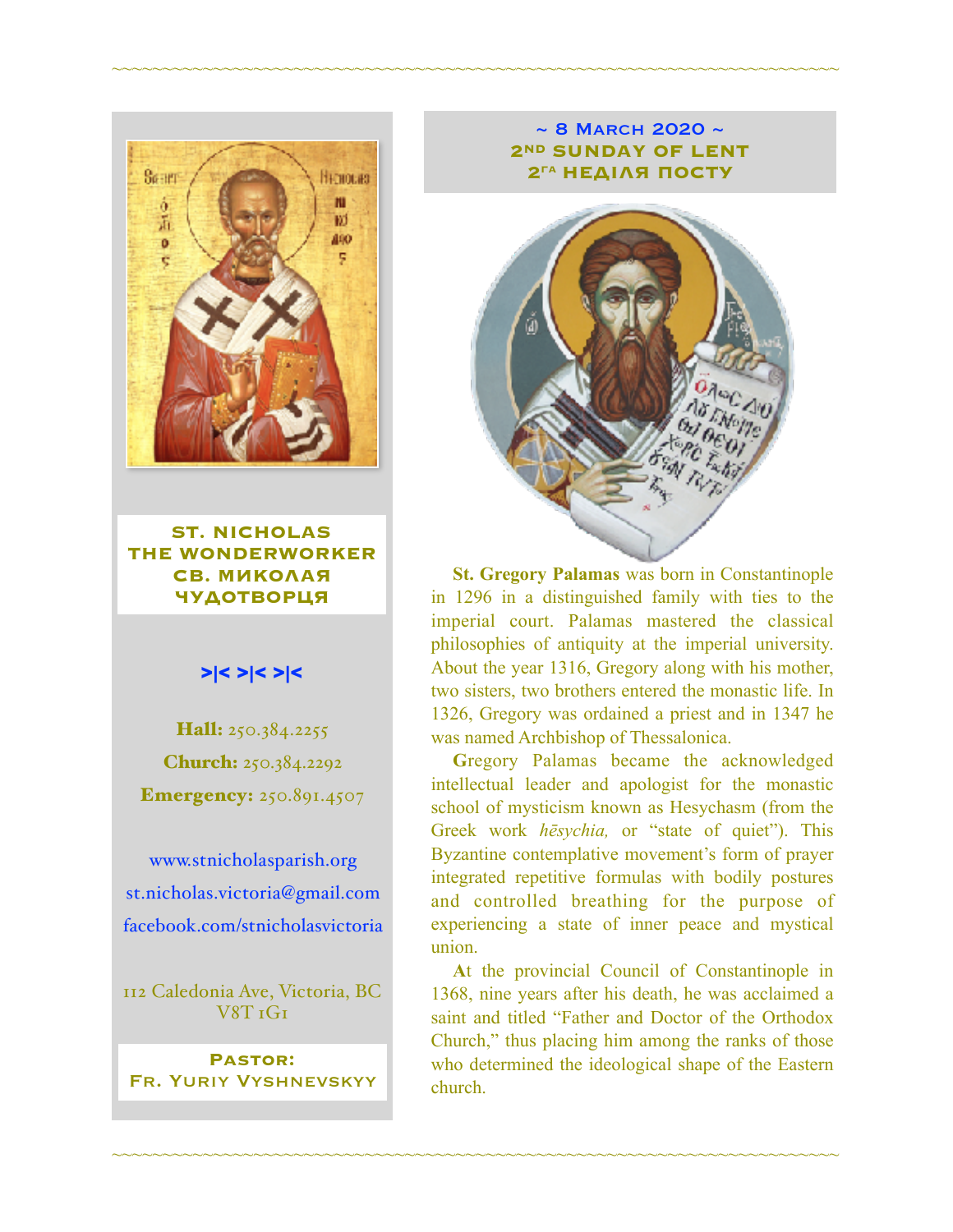## ST. NICHOLAS THE WONDERWORKER
## СВ. МИКОЛАЯ ЧУДОТВОРЦЯ

>|< >|< >|<

**Hall:** 250.384.2255

**Church:** 250.384.2292

**Emergency:** 250.891.4507

www.stnicholasparish.org

st.nicholas.victoria@gmail.com

facebook.com/stnicholasvictoria

112 Caledonia Ave, Victoria, BC V8T 1G1

**Pastor:**
**Fr. Yuriy Vyshnevskyy**

## ~ 8 March 2020 ~
## 2nd SUNDAY OF LENT
## 2га НЕДІЛЯ ПОСТУ

**St. Gregory Palamas** was born in Constantinople in 1296 in a distinguished family with ties to the imperial court. Palamas mastered the classical philosophies of antiquity at the imperial university. About the year 1316, Gregory along with his mother, two sisters, two brothers entered the monastic life. In 1326, Gregory was ordained a priest and in 1347 he was named Archbishop of Thessalonica.

Gregory Palamas became the acknowledged intellectual leader and apologist for the monastic school of mysticism known as Hesychasm (from the Greek work *hēsychia,* or "state of quiet"). This Byzantine contemplative movement's form of prayer integrated repetitive formulas with bodily postures and controlled breathing for the purpose of experiencing a state of inner peace and mystical union.

At the provincial Council of Constantinople in 1368, nine years after his death, he was acclaimed a saint and titled "Father and Doctor of the Orthodox Church," thus placing him among the ranks of those who determined the ideological shape of the Eastern church.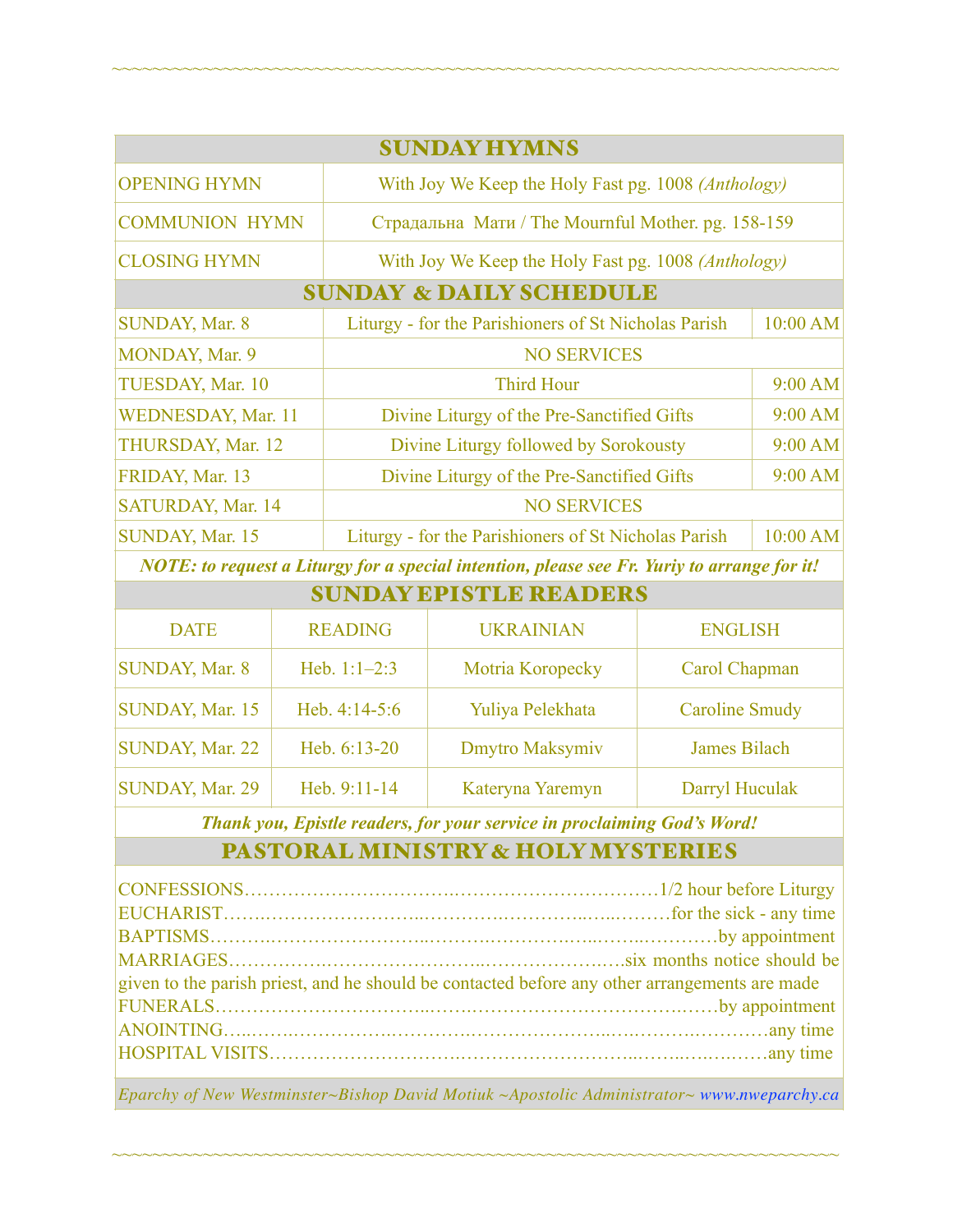## SUNDAY HYMNS

| | |
|---|---|
| OPENING HYMN | With Joy We Keep the Holy Fast pg. 1008 *(Anthology)* |
| COMMUNION HYMN | Страдальна Мати / The Mournful Mother. pg. 158-159 |
| CLOSING HYMN | With Joy We Keep the Holy Fast pg. 1008 *(Anthology)* |

## SUNDAY & DAILY SCHEDULE

| | | |
|---|---|---|
| SUNDAY, Mar. 8 | Liturgy - for the Parishioners of St Nicholas Parish | 10:00 AM |
| MONDAY, Mar. 9 | NO SERVICES | |
| TUESDAY, Mar. 10 | Third Hour | 9:00 AM |
| WEDNESDAY, Mar. 11 | Divine Liturgy of the Pre-Sanctified Gifts | 9:00 AM |
| THURSDAY, Mar. 12 | Divine Liturgy followed by Sorokousty | 9:00 AM |
| FRIDAY, Mar. 13 | Divine Liturgy of the Pre-Sanctified Gifts | 9:00 AM |
| SATURDAY, Mar. 14 | NO SERVICES | |
| SUNDAY, Mar. 15 | Liturgy - for the Parishioners of St Nicholas Parish | 10:00 AM |

***NOTE: to request a Liturgy for a special intention, please see Fr. Yuriy to arrange for it!***

## SUNDAY EPISTLE READERS

| DATE | READING | UKRAINIAN | ENGLISH |
|---|---|---|---|
| SUNDAY, Mar. 8 | Heb. 1:1–2:3 | Motria Koropecky | Carol Chapman |
| SUNDAY, Mar. 15 | Heb. 4:14-5:6 | Yuliya Pelekhata | Caroline Smudy |
| SUNDAY, Mar. 22 | Heb. 6:13-20 | Dmytro Maksymiv | James Bilach |
| SUNDAY, Mar. 29 | Heb. 9:11-14 | Kateryna Yaremyn | Darryl Huculak |

***Thank you, Epistle readers, for your service in proclaiming God's Word!***

## PASTORAL MINISTRY & HOLY MYSTERIES

CONFESSIONS……………………………..……………………………1/2 hour before Liturgy
EUCHARIST……..……………………...………..…………..…..………for the sick - any time
BAPTISMS………..……………………...……….…………….…..……..…………by appointment
MARRIAGES…………….……………………..…………………..….six months notice should be given to the parish priest, and he should be contacted before any other arrangements are made
FUNERALS……………………………..……..…………………………….……by appointment
ANOINTING…..……..……………..………….………………….....…..…….………….any time
HOSPITAL VISITS………………………….………………………...……..….…..……any time

*Eparchy of New Westminster~Bishop David Motiuk ~Apostolic Administrator~ www.nweparchy.ca*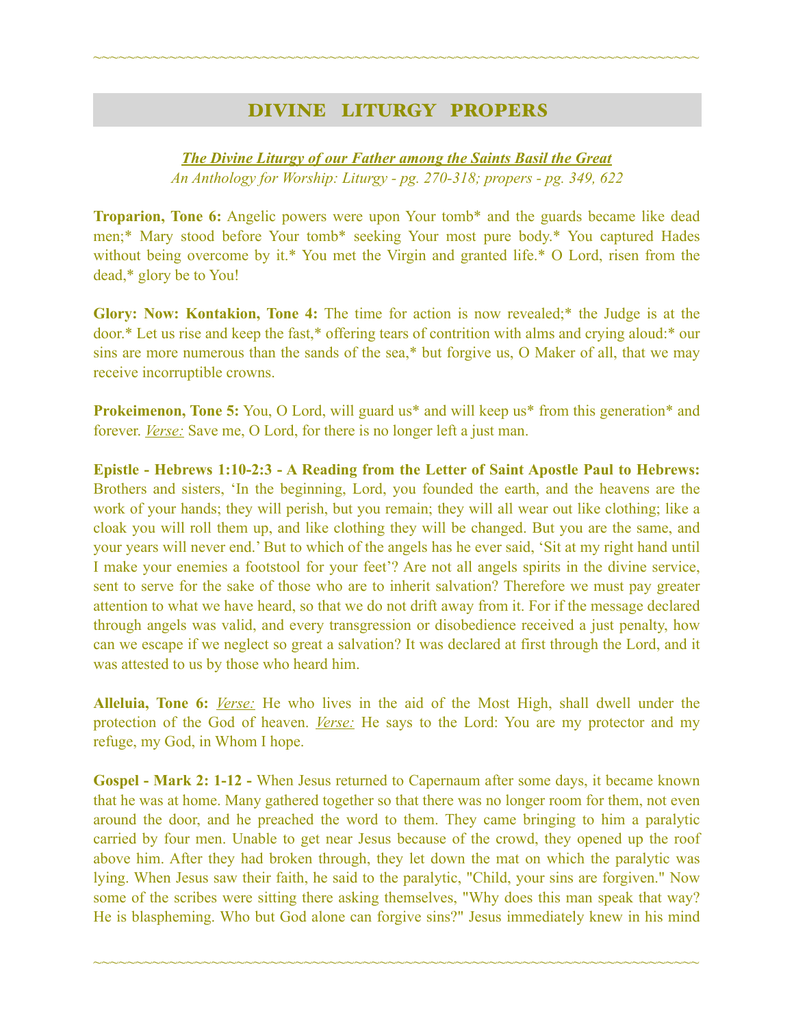## DIVINE LITURGY PROPERS

***The Divine Liturgy of our Father among the Saints Basil the Great***
*An Anthology for Worship: Liturgy - pg. 270-318; propers - pg. 349, 622*

**Troparion, Tone 6:** Angelic powers were upon Your tomb* and the guards became like dead men;* Mary stood before Your tomb* seeking Your most pure body.* You captured Hades without being overcome by it.* You met the Virgin and granted life.* O Lord, risen from the dead,* glory be to You!

**Glory: Now: Kontakion, Tone 4:** The time for action is now revealed;* the Judge is at the door.* Let us rise and keep the fast,* offering tears of contrition with alms and crying aloud:* our sins are more numerous than the sands of the sea,* but forgive us, O Maker of all, that we may receive incorruptible crowns.

**Prokeimenon, Tone 5:** You, O Lord, will guard us* and will keep us* from this generation* and forever. *Verse:* Save me, O Lord, for there is no longer left a just man.

**Epistle - Hebrews 1:10-2:3 - A Reading from the Letter of Saint Apostle Paul to Hebrews:** Brothers and sisters, 'In the beginning, Lord, you founded the earth, and the heavens are the work of your hands; they will perish, but you remain; they will all wear out like clothing; like a cloak you will roll them up, and like clothing they will be changed. But you are the same, and your years will never end.' But to which of the angels has he ever said, 'Sit at my right hand until I make your enemies a footstool for your feet'? Are not all angels spirits in the divine service, sent to serve for the sake of those who are to inherit salvation? Therefore we must pay greater attention to what we have heard, so that we do not drift away from it. For if the message declared through angels was valid, and every transgression or disobedience received a just penalty, how can we escape if we neglect so great a salvation? It was declared at first through the Lord, and it was attested to us by those who heard him.

**Alleluia, Tone 6:** *Verse:* He who lives in the aid of the Most High, shall dwell under the protection of the God of heaven. *Verse:* He says to the Lord: You are my protector and my refuge, my God, in Whom I hope.

**Gospel - Mark 2: 1-12 -** When Jesus returned to Capernaum after some days, it became known that he was at home. Many gathered together so that there was no longer room for them, not even around the door, and he preached the word to them. They came bringing to him a paralytic carried by four men. Unable to get near Jesus because of the crowd, they opened up the roof above him. After they had broken through, they let down the mat on which the paralytic was lying. When Jesus saw their faith, he said to the paralytic, "Child, your sins are forgiven." Now some of the scribes were sitting there asking themselves, "Why does this man speak that way? He is blaspheming. Who but God alone can forgive sins?" Jesus immediately knew in his mind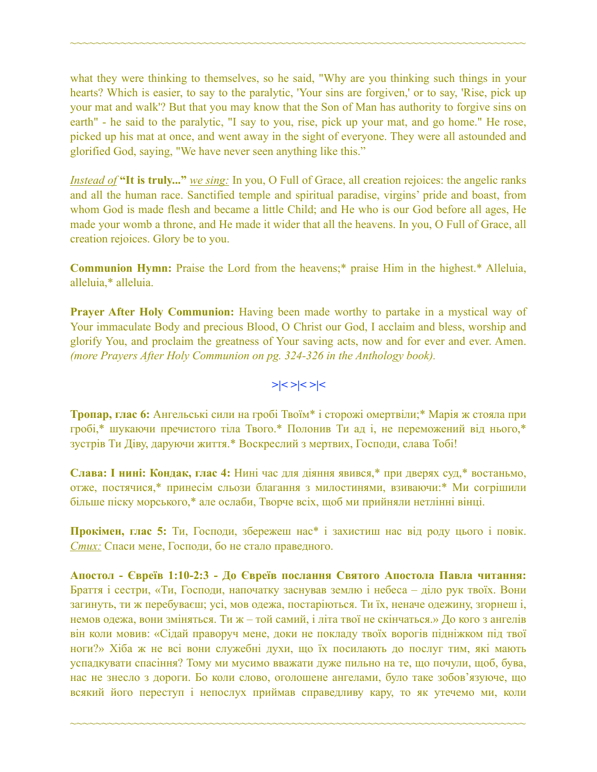what they were thinking to themselves, so he said, "Why are you thinking such things in your hearts? Which is easier, to say to the paralytic, 'Your sins are forgiven,' or to say, 'Rise, pick up your mat and walk'? But that you may know that the Son of Man has authority to forgive sins on earth" - he said to the paralytic, "I say to you, rise, pick up your mat, and go home." He rose, picked up his mat at once, and went away in the sight of everyone. They were all astounded and glorified God, saying, "We have never seen anything like this."

*Instead of* **"It is truly..."** *we sing:* In you, O Full of Grace, all creation rejoices: the angelic ranks and all the human race. Sanctified temple and spiritual paradise, virgins' pride and boast, from whom God is made flesh and became a little Child; and He who is our God before all ages, He made your womb a throne, and He made it wider that all the heavens. In you, O Full of Grace, all creation rejoices. Glory be to you.

**Communion Hymn:** Praise the Lord from the heavens;* praise Him in the highest.* Alleluia, alleluia,* alleluia.

**Prayer After Holy Communion:** Having been made worthy to partake in a mystical way of Your immaculate Body and precious Blood, O Christ our God, I acclaim and bless, worship and glorify You, and proclaim the greatness of Your saving acts, now and for ever and ever. Amen. *(more Prayers After Holy Communion on pg. 324-326 in the Anthology book).*

>|< >|< >|<

**Тропар, глас 6:** Ангельські сили на гробі Твоїм* і сторожі омертвіли;* Марія ж стояла при гробі,* шукаючи пречистого тіла Твого.* Полонив Ти ад і, не переможений від нього,* зустрів Ти Діву, даруючи життя.* Воскреслий з мертвих, Господи, слава Тобі!

**Слава: І нині: Кондак, глас 4:** Нині час для діяння явився,* при дверях суд,* востаньмо, отже, постячися,* принесім сльози благання з милостинями, взиваючи:* Ми согрішили більше піску морського,* але ослаби, Творче всіх, щоб ми прийняли нетлінні вінці.

**Прокімен, глас 5:** Ти, Господи, збережеш нас* і захистиш нас від роду цього і повік. *Стих:* Спаси мене, Господи, бо не стало праведного.

**Апостол - Євреїв 1:10-2:3 - До Євреїв послання Святого Апостола Павла читання:** Браття і сестри, «Ти, Господи, напочатку заснував землю і небеса – діло рук твоїх. Вони загинуть, ти ж перебуваєш; усі, мов одежа, постаріються. Ти їх, неначе одежину, згорнеш і, немов одежа, вони зміняться. Ти ж – той самий, і літа твої не скінчаться.» До кого з ангелів він коли мовив: «Сідай праворуч мене, доки не покладу твоїх ворогів підніжком під твої ноги?» Хіба ж не всі вони служебні духи, що їх посилають до послуг тим, які мають успадкувати спасіння? Тому ми мусимо вважати дуже пильно на те, що почули, щоб, бува, нас не знесло з дороги. Бо коли слово, оголошене ангелами, було таке зобов'язуюче, що всякий його переступ і непослух приймав справедливу кару, то як утечемо ми, коли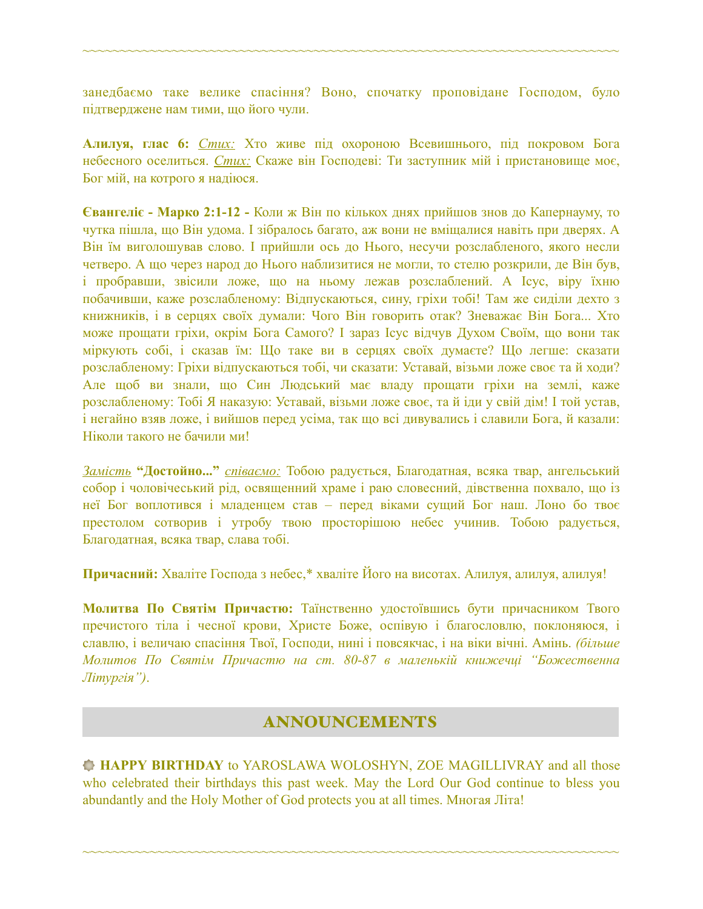занедбаємо таке велике спасіння? Воно, спочатку проповідане Господом, було підтверджене нам тими, що його чули.

**Алилуя, глас 6:** *Стих:* Хто живе під охороною Всевишнього, під покровом Бога небесного оселиться. *Стих:* Скаже він Господеві: Ти заступник мій і пристановище моє, Бог мій, на котрого я надіюся.

**Євангеліє - Марко 2:1-12 -** Коли ж Він по кількох днях прийшов знов до Капернауму, то чутка пішла, що Він удома. І зібралось багато, аж вони не вміщалися навіть при дверях. А Він їм виголошував слово. І прийшли ось до Нього, несучи розслабленого, якого несли четверо. А що через народ до Нього наблизитися не могли, то стелю розкрили, де Він був, і пробравши, звісили ложе, що на ньому лежав розслаблений. А Ісус, віру їхню побачивши, каже розслабленому: Відпускаються, сину, гріхи тобі! Там же сиділи дехто з книжників, і в серцях своїх думали: Чого Він говорить отак? Зневажає Він Бога... Хто може прощати гріхи, окрім Бога Самого? І зараз Ісус відчув Духом Своїм, що вони так міркують собі, і сказав їм: Що таке ви в серцях своїх думаєте? Що легше: сказати розслабленому: Гріхи відпускаються тобі, чи сказати: Уставай, візьми ложе своє та й ходи? Але щоб ви знали, що Син Людський має владу прощати гріхи на землі, каже розслабленому: Тобі Я наказую: Уставай, візьми ложе своє, та й іди у свій дім! І той устав, і негайно взяв ложе, і вийшов перед усіма, так що всі дивувались і славили Бога, й казали: Ніколи такого не бачили ми!

*Замість* **"Достойно..."** *співаємо:* Тобою радується, Благодатная, всяка твар, ангельський собор і чоловічеський рід, освященний храме і раю словесний, дівственна похвало, що із неї Бог воплотився і младенцем став – перед віками сущий Бог наш. Лоно бо твоє престолом сотворив і утробу твою просторішою небес учинив. Тобою радується, Благодатная, всяка твар, слава тобі.

**Причасний:** Хваліте Господа з небес,* хваліте Його на висотах. Алилуя, алилуя, алилуя!

**Молитва По Святім Причастю:** Таїнственно удостоївшись бути причасником Твого пречистого тіла і чесної крови, Христе Боже, оспівую і благословлю, поклоняюся, і славлю, і величаю спасіння Твої, Господи, нині і повсякчас, і на віки вічні. Амінь. *(більше Молитов По Святім Причастю на ст. 80-87 в маленькій книжечці "Божественна Літургія").*

## ANNOUNCEMENTS

**HAPPY BIRTHDAY** to YAROSLAWA WOLOSHYN, ZOE MAGILLIVRAY and all those who celebrated their birthdays this past week. May the Lord Our God continue to bless you abundantly and the Holy Mother of God protects you at all times. Многая Літа!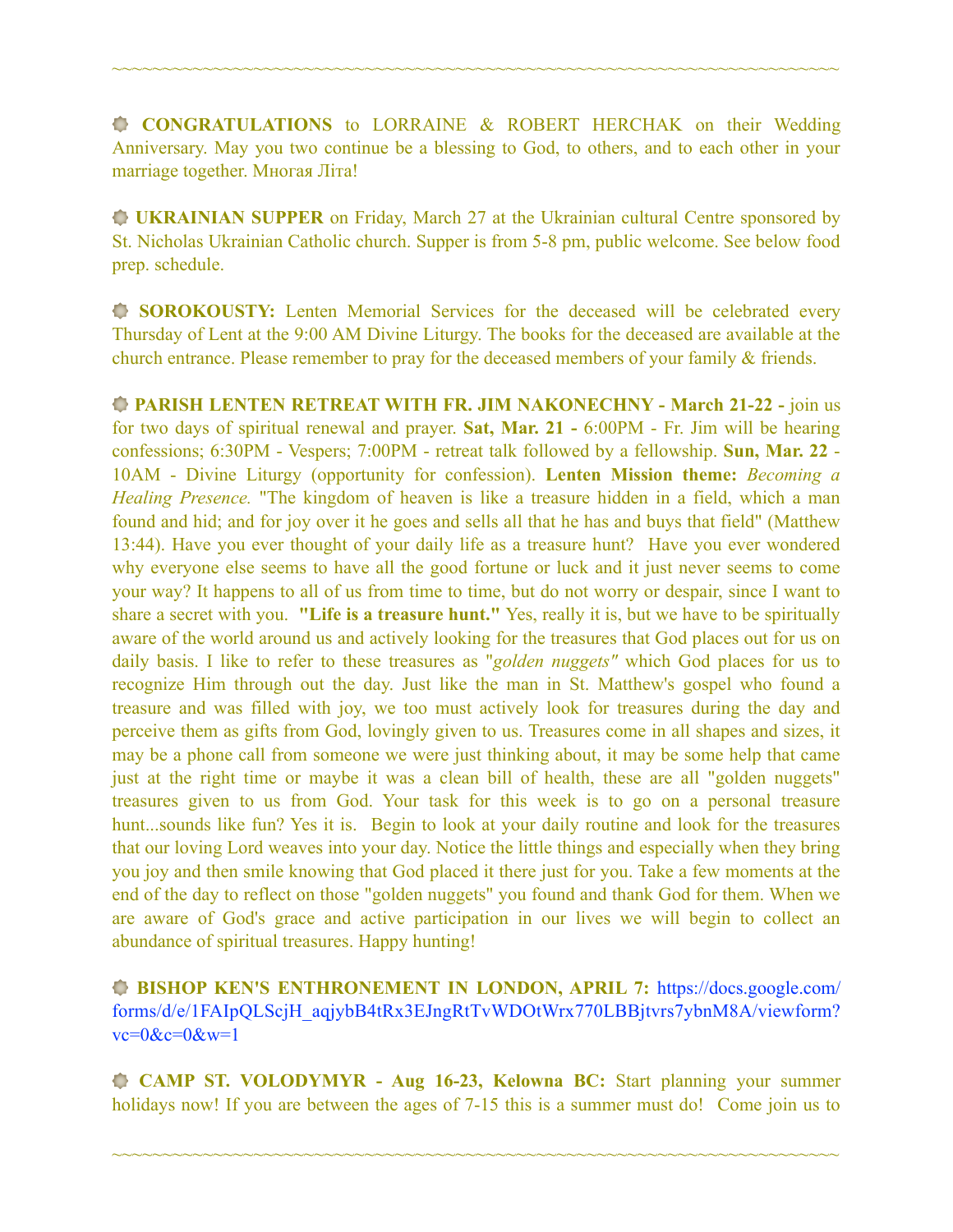~~~~~~~~~~~~~~~~~~~~~~~~~~~~~~~~~~~~~~~~~~~~~~~~~~~~~~~~~~~~~~~~~~~~~~~~~~~~~~~~~~~~~~~~~~~~~~~~~~~~

**CONGRATULATIONS** to LORRAINE & ROBERT HERCHAK on their Wedding Anniversary. May you two continue be a blessing to God, to others, and to each other in your marriage together. Многая Літа!

**UKRAINIAN SUPPER** on Friday, March 27 at the Ukrainian cultural Centre sponsored by St. Nicholas Ukrainian Catholic church. Supper is from 5-8 pm, public welcome. See below food prep. schedule.

**SOROKOUSTY:** Lenten Memorial Services for the deceased will be celebrated every Thursday of Lent at the 9:00 AM Divine Liturgy. The books for the deceased are available at the church entrance. Please remember to pray for the deceased members of your family & friends.

**PARISH LENTEN RETREAT WITH FR. JIM NAKONECHNY - March 21-22 -** join us for two days of spiritual renewal and prayer. **Sat, Mar. 21 -** 6:00PM - Fr. Jim will be hearing confessions; 6:30PM - Vespers; 7:00PM - retreat talk followed by a fellowship. **Sun, Mar. 22** - 10AM - Divine Liturgy (opportunity for confession). **Lenten Mission theme:** *Becoming a Healing Presence.* "The kingdom of heaven is like a treasure hidden in a field, which a man found and hid; and for joy over it he goes and sells all that he has and buys that field" (Matthew 13:44). Have you ever thought of your daily life as a treasure hunt? Have you ever wondered why everyone else seems to have all the good fortune or luck and it just never seems to come your way? It happens to all of us from time to time, but do not worry or despair, since I want to share a secret with you. **"Life is a treasure hunt."** Yes, really it is, but we have to be spiritually aware of the world around us and actively looking for the treasures that God places out for us on daily basis. I like to refer to these treasures as "*golden nuggets"* which God places for us to recognize Him through out the day. Just like the man in St. Matthew's gospel who found a treasure and was filled with joy, we too must actively look for treasures during the day and perceive them as gifts from God, lovingly given to us. Treasures come in all shapes and sizes, it may be a phone call from someone we were just thinking about, it may be some help that came just at the right time or maybe it was a clean bill of health, these are all "golden nuggets" treasures given to us from God. Your task for this week is to go on a personal treasure hunt...sounds like fun? Yes it is. Begin to look at your daily routine and look for the treasures that our loving Lord weaves into your day. Notice the little things and especially when they bring you joy and then smile knowing that God placed it there just for you. Take a few moments at the end of the day to reflect on those "golden nuggets" you found and thank God for them. When we are aware of God's grace and active participation in our lives we will begin to collect an abundance of spiritual treasures. Happy hunting!

**BISHOP KEN'S ENTHRONEMENT IN LONDON, APRIL 7:** https://docs.google.com/forms/d/e/1FAIpQLScjH_aqjybB4tRx3EJngRtTvWDOtWrx770LBBjtvrs7ybnM8A/viewform?vc=0&c=0&w=1

**CAMP ST. VOLODYMYR - Aug 16-23, Kelowna BC:** Start planning your summer holidays now! If you are between the ages of 7-15 this is a summer must do! Come join us to

~~~~~~~~~~~~~~~~~~~~~~~~~~~~~~~~~~~~~~~~~~~~~~~~~~~~~~~~~~~~~~~~~~~~~~~~~~~~~~~~~~~~~~~~~~~~~~~~~~~~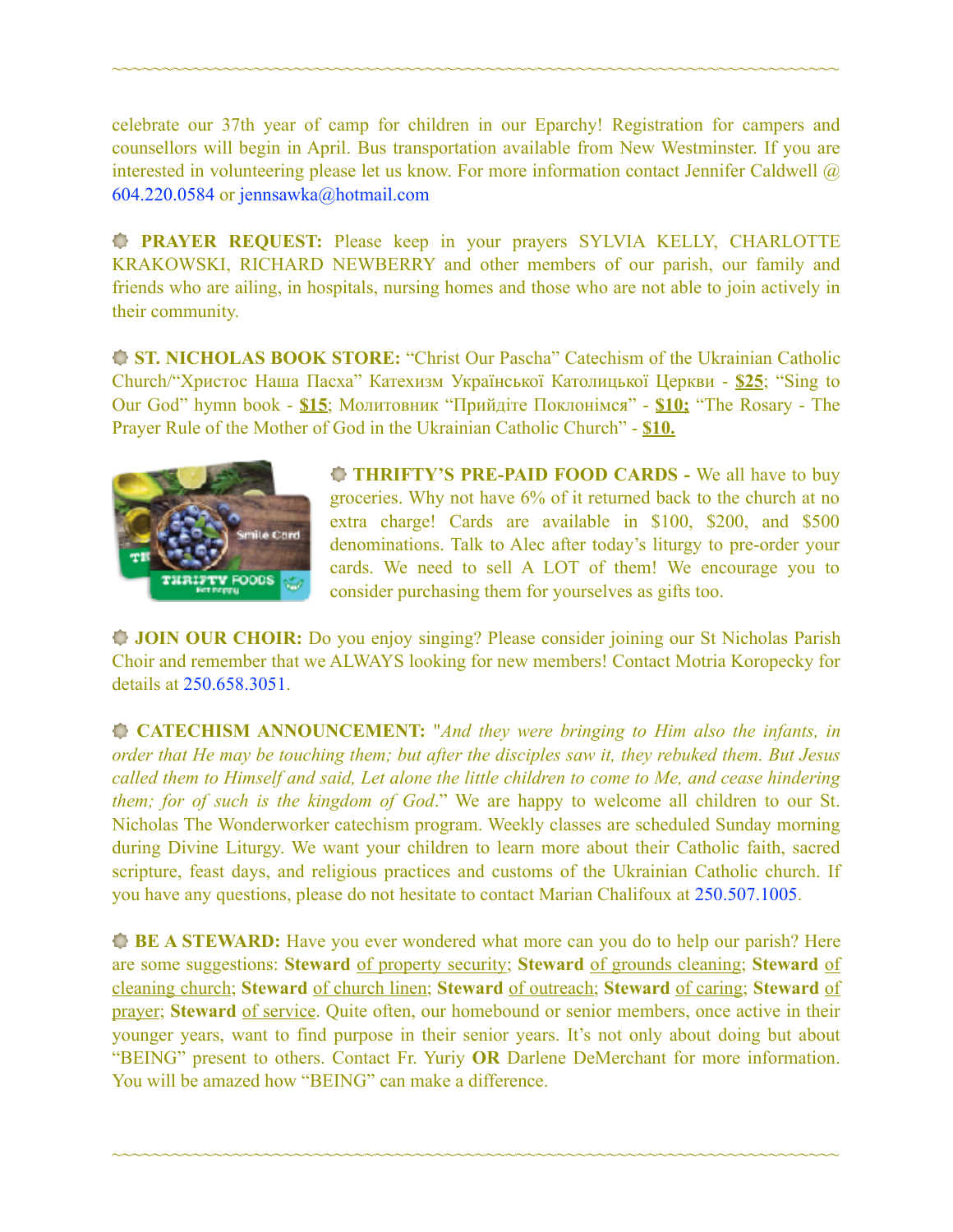~~~~~~~~~~~~~~~~~~~~~~~~~~~~~~~~~~~~~~~~~~~~~~~~~~~~~~~~~~~~~~~~~~~~~~~~~~

celebrate our 37th year of camp for children in our Eparchy! Registration for campers and counsellors will begin in April. Bus transportation available from New Westminster. If you are interested in volunteering please let us know. For more information contact Jennifer Caldwell @ 604.220.0584 or jennsawka@hotmail.com

**PRAYER REQUEST:** Please keep in your prayers SYLVIA KELLY, CHARLOTTE KRAKOWSKI, RICHARD NEWBERRY and other members of our parish, our family and friends who are ailing, in hospitals, nursing homes and those who are not able to join actively in their community.

**ST. NICHOLAS BOOK STORE:** "Christ Our Pascha" Catechism of the Ukrainian Catholic Church/"Христос Наша Пасха" Катехизм Української Католицької Церкви - **$25**; "Sing to Our God" hymn book - **$15**; Молитовник "Прийдіте Поклонімся" - **$10;** "The Rosary - The Prayer Rule of the Mother of God in the Ukrainian Catholic Church" - **$10.**

**THRIFTY'S PRE-PAID FOOD CARDS -** We all have to buy groceries. Why not have 6% of it returned back to the church at no extra charge! Cards are available in $100, $200, and $500 denominations. Talk to Alec after today's liturgy to pre-order your cards. We need to sell A LOT of them! We encourage you to consider purchasing them for yourselves as gifts too.

**JOIN OUR CHOIR:** Do you enjoy singing? Please consider joining our St Nicholas Parish Choir and remember that we ALWAYS looking for new members! Contact Motria Koropecky for details at 250.658.3051.

**CATECHISM ANNOUNCEMENT:** "*And they were bringing to Him also the infants, in order that He may be touching them; but after the disciples saw it, they rebuked them. But Jesus called them to Himself and said, Let alone the little children to come to Me, and cease hindering them; for of such is the kingdom of God*." We are happy to welcome all children to our St. Nicholas The Wonderworker catechism program. Weekly classes are scheduled Sunday morning during Divine Liturgy. We want your children to learn more about their Catholic faith, sacred scripture, feast days, and religious practices and customs of the Ukrainian Catholic church. If you have any questions, please do not hesitate to contact Marian Chalifoux at 250.507.1005.

**BE A STEWARD:** Have you ever wondered what more can you do to help our parish? Here are some suggestions: **Steward** of property security; **Steward** of grounds cleaning; **Steward** of cleaning church; **Steward** of church linen; **Steward** of outreach; **Steward** of caring; **Steward** of prayer; **Steward** of service. Quite often, our homebound or senior members, once active in their younger years, want to find purpose in their senior years. It's not only about doing but about "BEING" present to others. Contact Fr. Yuriy **OR** Darlene DeMerchant for more information. You will be amazed how "BEING" can make a difference.

~~~~~~~~~~~~~~~~~~~~~~~~~~~~~~~~~~~~~~~~~~~~~~~~~~~~~~~~~~~~~~~~~~~~~~~~~~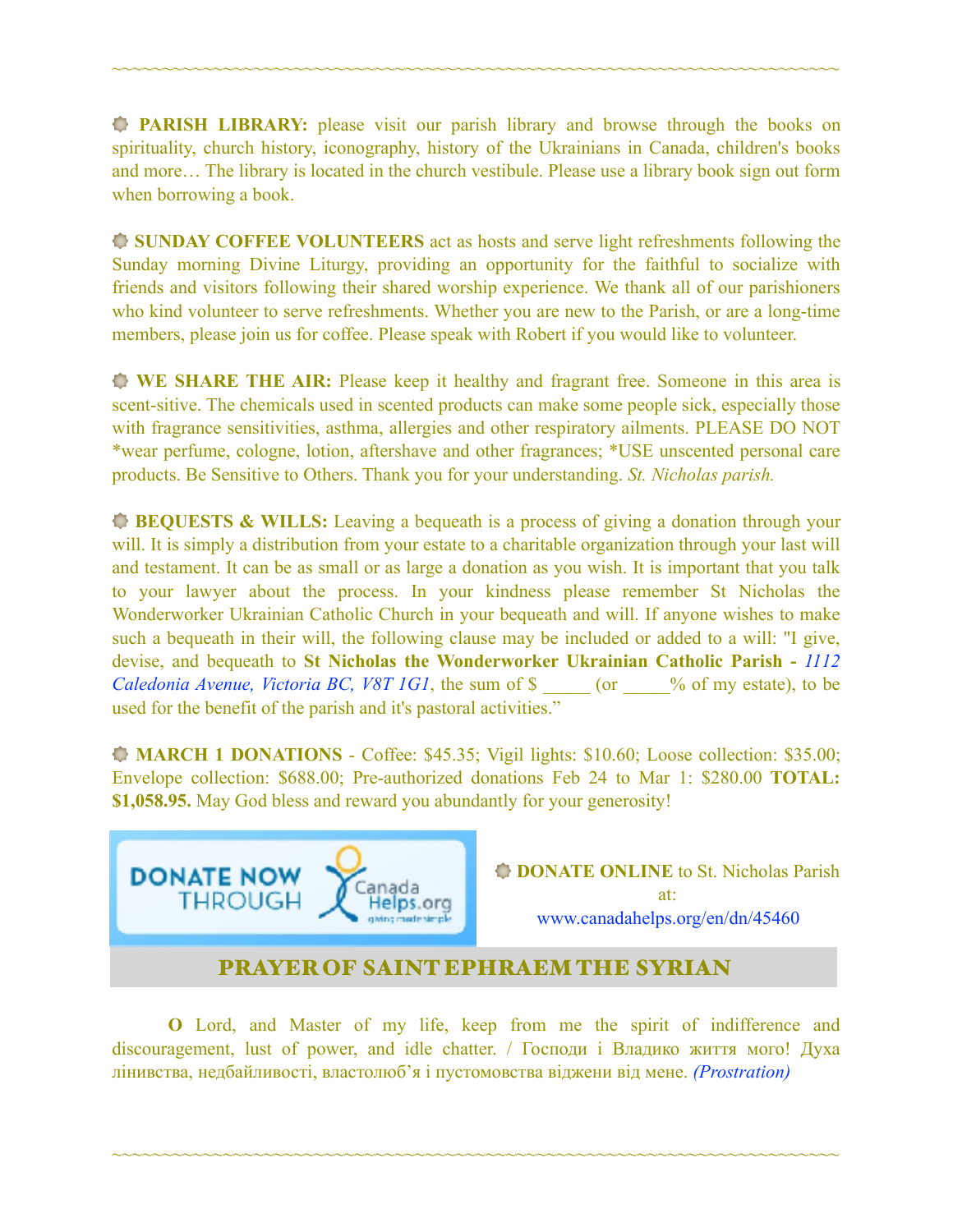~~~~~~~~~~~~~~~~~~~~~~~~~~~~~~~~~~~~~~~~~~~~~~~~~~~~~~~~~~~~~~~~~~~~~~~~~~~~~~~~~

**PARISH LIBRARY:** please visit our parish library and browse through the books on spirituality, church history, iconography, history of the Ukrainians in Canada, children's books and more… The library is located in the church vestibule. Please use a library book sign out form when borrowing a book.

**SUNDAY COFFEE VOLUNTEERS** act as hosts and serve light refreshments following the Sunday morning Divine Liturgy, providing an opportunity for the faithful to socialize with friends and visitors following their shared worship experience. We thank all of our parishioners who kind volunteer to serve refreshments. Whether you are new to the Parish, or are a long-time members, please join us for coffee. Please speak with Robert if you would like to volunteer.

**WE SHARE THE AIR:** Please keep it healthy and fragrant free. Someone in this area is scent-sitive. The chemicals used in scented products can make some people sick, especially those with fragrance sensitivities, asthma, allergies and other respiratory ailments. PLEASE DO NOT *wear perfume, cologne, lotion, aftershave and other fragrances; *USE unscented personal care products. Be Sensitive to Others. Thank you for your understanding. *St. Nicholas parish.*

**BEQUESTS & WILLS:** Leaving a bequeath is a process of giving a donation through your will. It is simply a distribution from your estate to a charitable organization through your last will and testament. It can be as small or as large a donation as you wish. It is important that you talk to your lawyer about the process. In your kindness please remember St Nicholas the Wonderworker Ukrainian Catholic Church in your bequeath and will. If anyone wishes to make such a bequeath in their will, the following clause may be included or added to a will: "I give, devise, and bequeath to **St Nicholas the Wonderworker Ukrainian Catholic Parish -** *1112 Caledonia Avenue, Victoria BC, V8T 1G1*, the sum of $ _____ (or _____% of my estate), to be used for the benefit of the parish and it's pastoral activities."

**MARCH 1 DONATIONS** - Coffee: $45.35; Vigil lights: $10.60; Loose collection: $35.00; Envelope collection: $688.00; Pre-authorized donations Feb 24 to Mar 1: $280.00 **TOTAL: $1,058.95.** May God bless and reward you abundantly for your generosity!

DONATE NOW THROUGH CanadaHelps.org

**DONATE ONLINE** to St. Nicholas Parish at: www.canadahelps.org/en/dn/45460

## PRAYER OF SAINT EPHRAEM THE SYRIAN

**O** Lord, and Master of my life, keep from me the spirit of indifference and discouragement, lust of power, and idle chatter. / Господи і Владико життя мого! Духа лінивства, недбайливості, властолюб'я і пустомовства віджени від мене. *(Prostration)*

~~~~~~~~~~~~~~~~~~~~~~~~~~~~~~~~~~~~~~~~~~~~~~~~~~~~~~~~~~~~~~~~~~~~~~~~~~~~~~~~~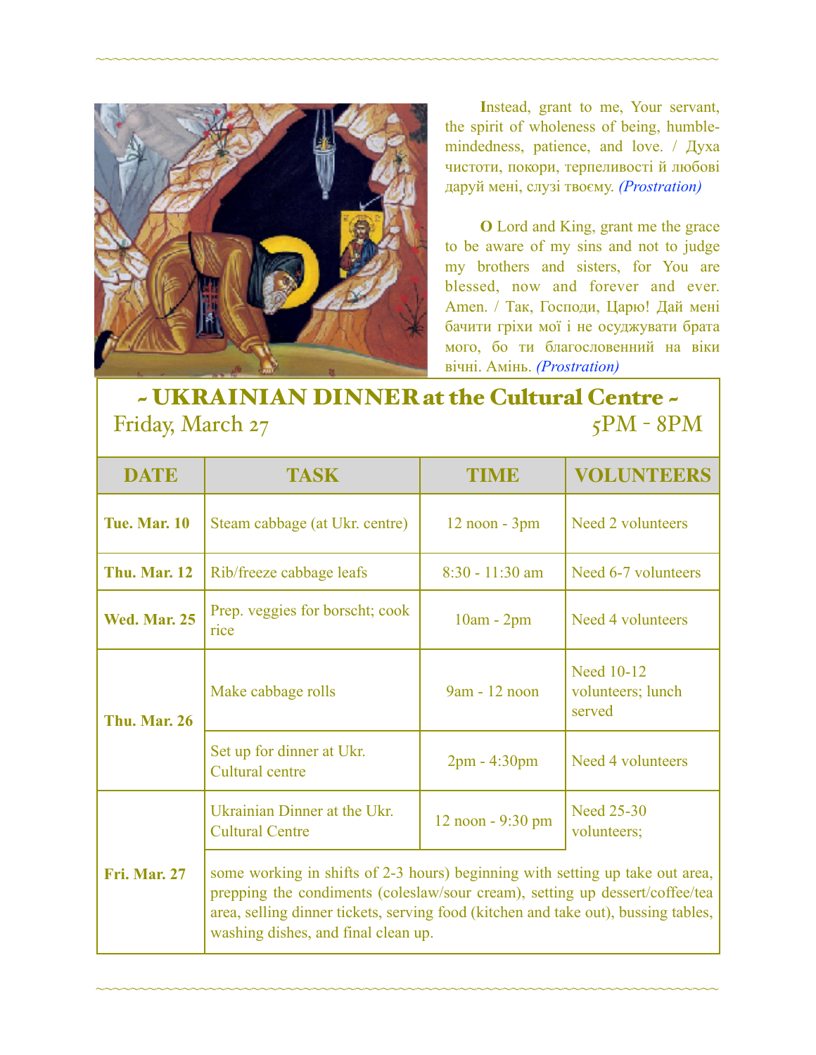**I**nstead, grant to me, Your servant, the spirit of wholeness of being, humble-mindedness, patience, and love. / Духа чистоти, покори, терпеливості й любові даруй мені, слузі твоєму. *(Prostration)*

**O** Lord and King, grant me the grace to be aware of my sins and not to judge my brothers and sisters, for You are blessed, now and forever and ever. Amen. / Так, Господи, Царю! Дай мені бачити гріхи мої і не осуджувати брата мого, бо ти благословенний на віки вічні. Амінь. *(Prostration)*

## ~ UKRAINIAN DINNER at the Cultural Centre ~

Friday, March 27 — 5PM - 8PM

| DATE | TASK | TIME | VOLUNTEERS |
|---|---|---|---|
| **Tue. Mar. 10** | Steam cabbage (at Ukr. centre) | 12 noon - 3pm | Need 2 volunteers |
| **Thu. Mar. 12** | Rib/freeze cabbage leafs | 8:30 - 11:30 am | Need 6-7 volunteers |
| **Wed. Mar. 25** | Prep. veggies for borscht; cook rice | 10am - 2pm | Need 4 volunteers |
| **Thu. Mar. 26** | Make cabbage rolls | 9am - 12 noon | Need 10-12 volunteers; lunch served |
| | Set up for dinner at Ukr. Cultural centre | 2pm - 4:30pm | Need 4 volunteers |
| **Fri. Mar. 27** | Ukrainian Dinner at the Ukr. Cultural Centre | 12 noon - 9:30 pm | Need 25-30 volunteers; |
| | some working in shifts of 2-3 hours) beginning with setting up take out area, prepping the condiments (coleslaw/sour cream), setting up dessert/coffee/tea area, selling dinner tickets, serving food (kitchen and take out), bussing tables, washing dishes, and final clean up. | | |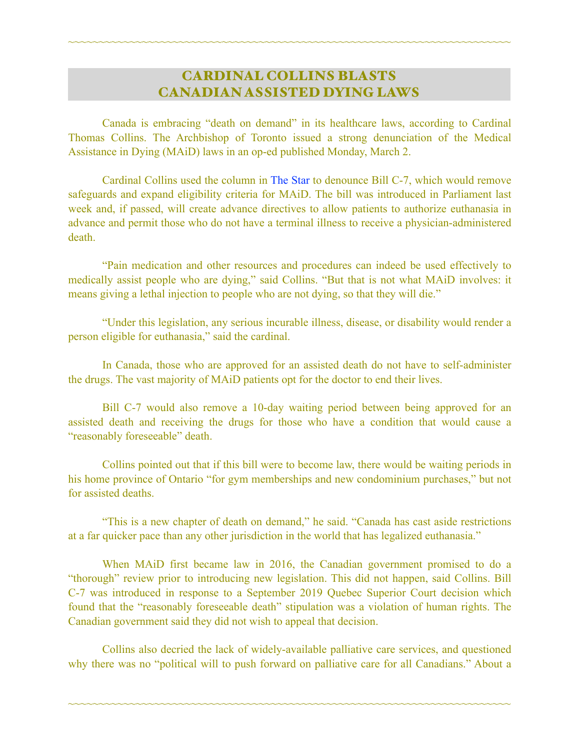## CARDINAL COLLINS BLASTS CANADIAN ASSISTED DYING LAWS

Canada is embracing "death on demand" in its healthcare laws, according to Cardinal Thomas Collins. The Archbishop of Toronto issued a strong denunciation of the Medical Assistance in Dying (MAiD) laws in an op-ed published Monday, March 2.

Cardinal Collins used the column in The Star to denounce Bill C-7, which would remove safeguards and expand eligibility criteria for MAiD. The bill was introduced in Parliament last week and, if passed, will create advance directives to allow patients to authorize euthanasia in advance and permit those who do not have a terminal illness to receive a physician-administered death.

"Pain medication and other resources and procedures can indeed be used effectively to medically assist people who are dying," said Collins. "But that is not what MAiD involves: it means giving a lethal injection to people who are not dying, so that they will die."

"Under this legislation, any serious incurable illness, disease, or disability would render a person eligible for euthanasia," said the cardinal.

In Canada, those who are approved for an assisted death do not have to self-administer the drugs. The vast majority of MAiD patients opt for the doctor to end their lives.

Bill C-7 would also remove a 10-day waiting period between being approved for an assisted death and receiving the drugs for those who have a condition that would cause a "reasonably foreseeable" death.

Collins pointed out that if this bill were to become law, there would be waiting periods in his home province of Ontario "for gym memberships and new condominium purchases," but not for assisted deaths.

"This is a new chapter of death on demand," he said. "Canada has cast aside restrictions at a far quicker pace than any other jurisdiction in the world that has legalized euthanasia."

When MAiD first became law in 2016, the Canadian government promised to do a "thorough" review prior to introducing new legislation. This did not happen, said Collins. Bill C-7 was introduced in response to a September 2019 Quebec Superior Court decision which found that the "reasonably foreseeable death" stipulation was a violation of human rights. The Canadian government said they did not wish to appeal that decision.

Collins also decried the lack of widely-available palliative care services, and questioned why there was no "political will to push forward on palliative care for all Canadians." About a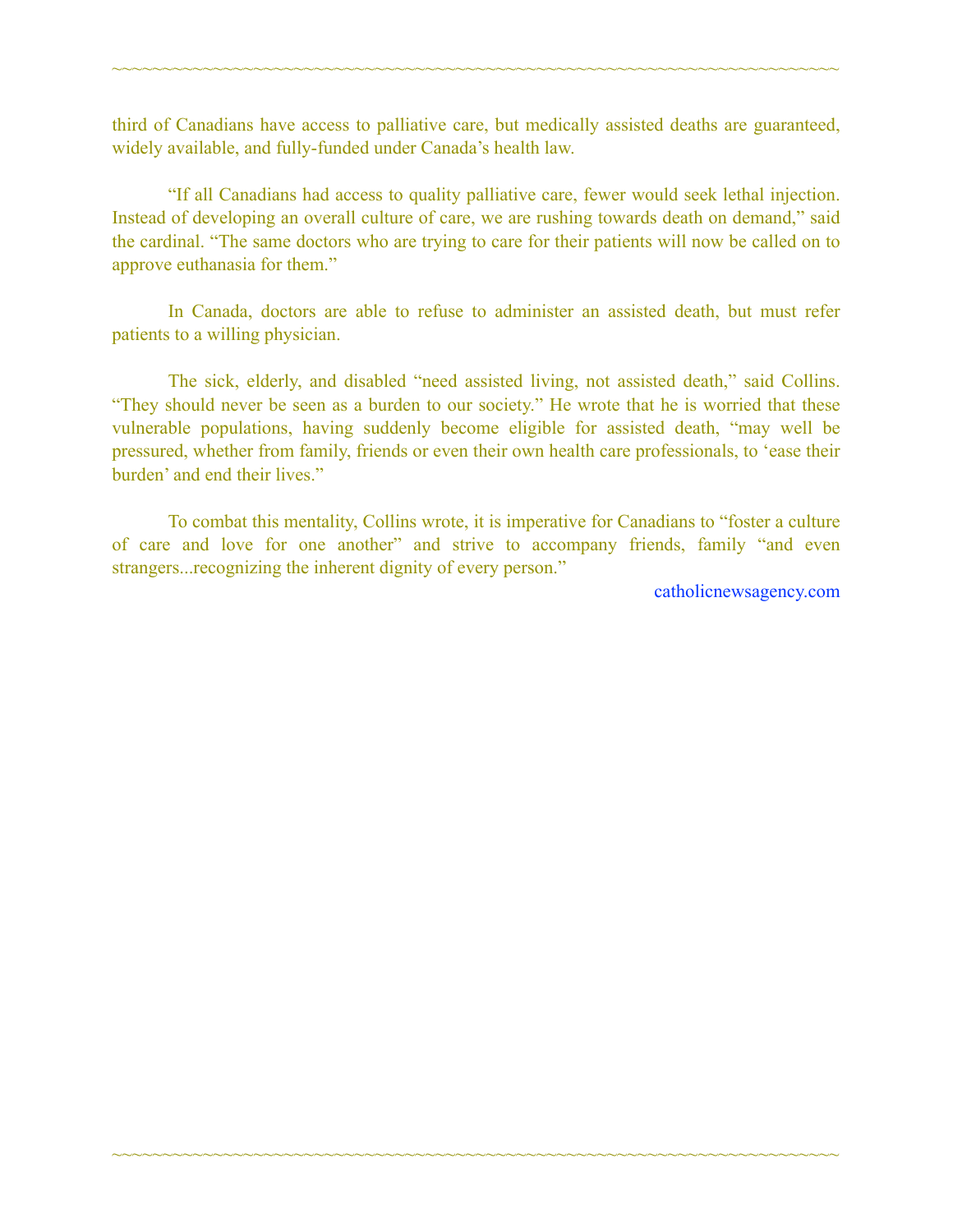third of Canadians have access to palliative care, but medically assisted deaths are guaranteed, widely available, and fully-funded under Canada's health law.

"If all Canadians had access to quality palliative care, fewer would seek lethal injection. Instead of developing an overall culture of care, we are rushing towards death on demand," said the cardinal. "The same doctors who are trying to care for their patients will now be called on to approve euthanasia for them."

In Canada, doctors are able to refuse to administer an assisted death, but must refer patients to a willing physician.

The sick, elderly, and disabled "need assisted living, not assisted death," said Collins. "They should never be seen as a burden to our society." He wrote that he is worried that these vulnerable populations, having suddenly become eligible for assisted death, "may well be pressured, whether from family, friends or even their own health care professionals, to 'ease their burden' and end their lives."

To combat this mentality, Collins wrote, it is imperative for Canadians to "foster a culture of care and love for one another" and strive to accompany friends, family "and even strangers...recognizing the inherent dignity of every person."

catholicnewsagency.com